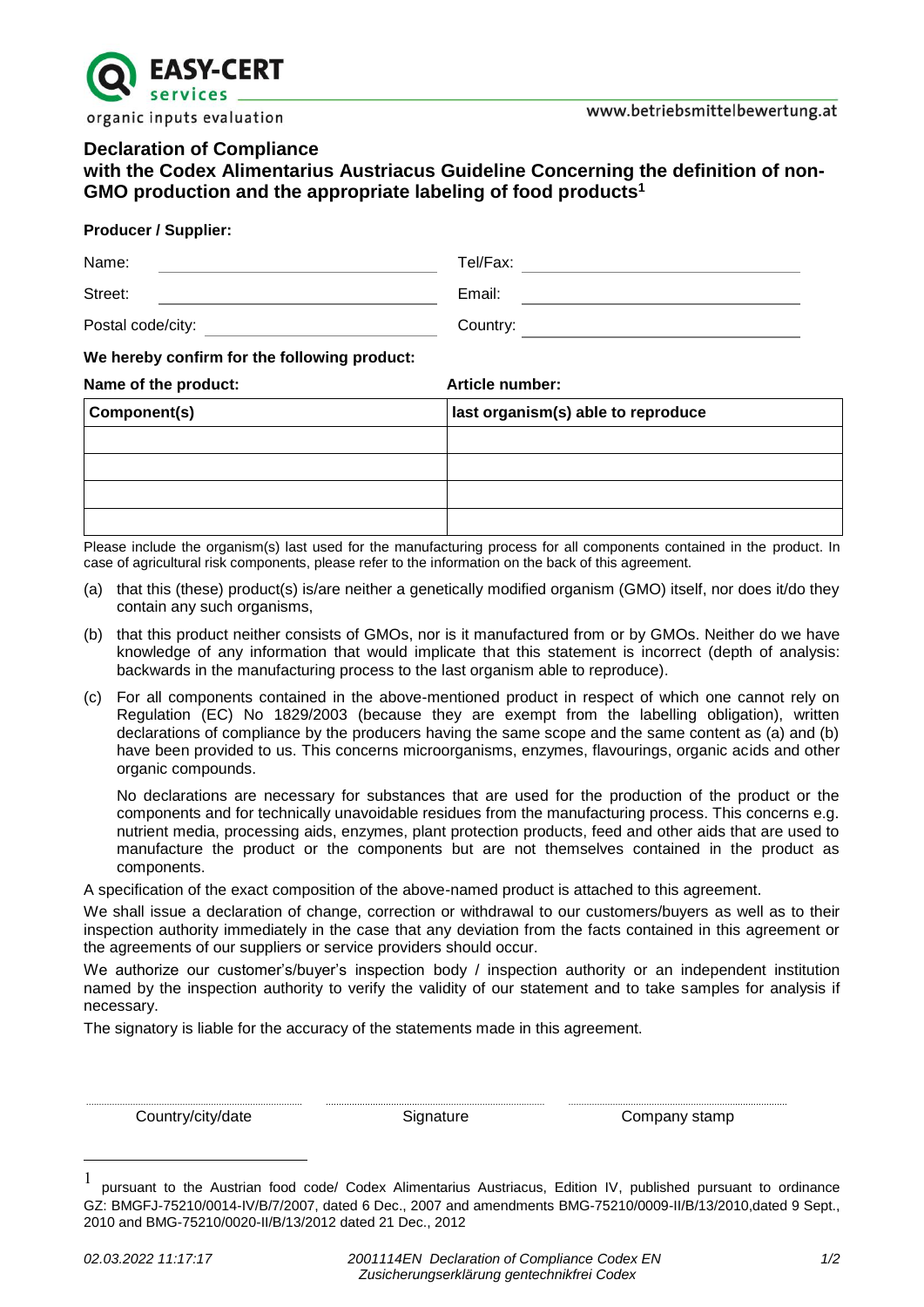EASY-CERT services

organic inputs evaluation

www.betriebsmittelbewertung.at

## Declaration of Compliance
## with the Codex Alimentarius Austriacus Guideline Concerning the definition of non-GMO production and the appropriate labeling of food products[1]

**Producer / Supplier:**

Name: \_\_\_\_\_\_\_\_\_\_\_\_\_\_\_\_\_\_ Tel/Fax: \_\_\_\_\_\_\_\_\_\_\_\_\_\_\_\_\_\_

Street: \_\_\_\_\_\_\_\_\_\_\_\_\_\_\_\_\_\_ Email: \_\_\_\_\_\_\_\_\_\_\_\_\_\_\_\_\_\_

Postal code/city: \_\_\_\_\_\_\_\_\_\_\_\_\_\_\_\_\_\_ Country: \_\_\_\_\_\_\_\_\_\_\_\_\_\_\_\_\_\_

**We hereby confirm for the following product:**

**Name of the product:** **Article number:**

| Component(s) | last organism(s) able to reproduce |
|---|---|
| | |
| | |
| | |
| | |

Please include the organism(s) last used for the manufacturing process for all components contained in the product. In case of agricultural risk components, please refer to the information on the back of this agreement.

(a) that this (these) product(s) is/are neither a genetically modified organism (GMO) itself, nor does it/do they contain any such organisms,

(b) that this product neither consists of GMOs, nor is it manufactured from or by GMOs. Neither do we have knowledge of any information that would implicate that this statement is incorrect (depth of analysis: backwards in the manufacturing process to the last organism able to reproduce).

(c) For all components contained in the above-mentioned product in respect of which one cannot rely on Regulation (EC) No 1829/2003 (because they are exempt from the labelling obligation), written declarations of compliance by the producers having the same scope and the same content as (a) and (b) have been provided to us. This concerns microorganisms, enzymes, flavourings, organic acids and other organic compounds.

No declarations are necessary for substances that are used for the production of the product or the components and for technically unavoidable residues from the manufacturing process. This concerns e.g. nutrient media, processing aids, enzymes, plant protection products, feed and other aids that are used to manufacture the product or the components but are not themselves contained in the product as components.

A specification of the exact composition of the above-named product is attached to this agreement.

We shall issue a declaration of change, correction or withdrawal to our customers/buyers as well as to their inspection authority immediately in the case that any deviation from the facts contained in this agreement or the agreements of our suppliers or service providers should occur.

We authorize our customer's/buyer's inspection body / inspection authority or an independent institution named by the inspection authority to verify the validity of our statement and to take samples for analysis if necessary.

The signatory is liable for the accuracy of the statements made in this agreement.

..................................... ..................................... .....................................

Country/city/date Signature Company stamp

[1] pursuant to the Austrian food code/ Codex Alimentarius Austriacus, Edition IV, published pursuant to ordinance GZ: BMGFJ-75210/0014-IV/B/7/2007, dated 6 Dec., 2007 and amendments BMG-75210/0009-II/B/13/2010,dated 9 Sept., 2010 and BMG-75210/0020-II/B/13/2012 dated 21 Dec., 2012

*02.03.2022 11:17:17* *2001114EN Declaration of Compliance Codex EN Zusicherungserklärung gentechnikfrei Codex*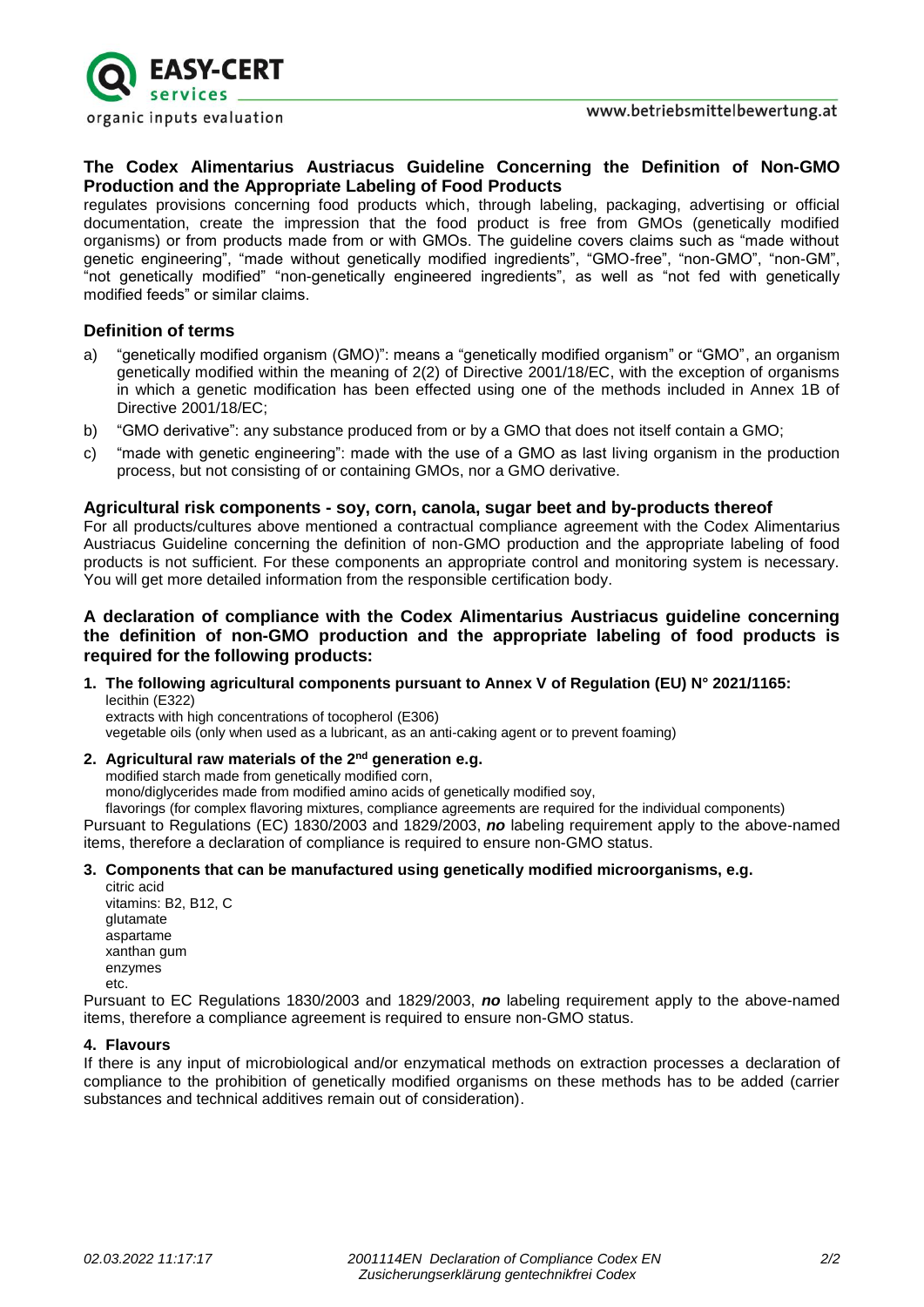### The Codex Alimentarius Austriacus Guideline Concerning the Definition of Non-GMO Production and the Appropriate Labeling of Food Products

regulates provisions concerning food products which, through labeling, packaging, advertising or official documentation, create the impression that the food product is free from GMOs (genetically modified organisms) or from products made from or with GMOs. The guideline covers claims such as "made without genetic engineering", "made without genetically modified ingredients", "GMO-free", "non-GMO", "non-GM", "not genetically modified" "non-genetically engineered ingredients", as well as "not fed with genetically modified feeds" or similar claims.

### Definition of terms

a) "genetically modified organism (GMO)": means a "genetically modified organism" or "GMO", an organism genetically modified within the meaning of 2(2) of Directive 2001/18/EC, with the exception of organisms in which a genetic modification has been effected using one of the methods included in Annex 1B of Directive 2001/18/EC;

b) "GMO derivative": any substance produced from or by a GMO that does not itself contain a GMO;

c) "made with genetic engineering": made with the use of a GMO as last living organism in the production process, but not consisting of or containing GMOs, nor a GMO derivative.

### Agricultural risk components - soy, corn, canola, sugar beet and by-products thereof

For all products/cultures above mentioned a contractual compliance agreement with the Codex Alimentarius Austriacus Guideline concerning the definition of non-GMO production and the appropriate labeling of food products is not sufficient. For these components an appropriate control and monitoring system is necessary. You will get more detailed information from the responsible certification body.

### A declaration of compliance with the Codex Alimentarius Austriacus guideline concerning the definition of non-GMO production and the appropriate labeling of food products is required for the following products:

1. **The following agricultural components pursuant to Annex V of Regulation (EU) N° 2021/1165:**
   lecithin (E322)
   extracts with high concentrations of tocopherol (E306)
   vegetable oils (only when used as a lubricant, as an anti-caking agent or to prevent foaming)

2. **Agricultural raw materials of the 2nd generation e.g.**
   modified starch made from genetically modified corn,
   mono/diglycerides made from modified amino acids of genetically modified soy,
   flavorings (for complex flavoring mixtures, compliance agreements are required for the individual components)

Pursuant to Regulations (EC) 1830/2003 and 1829/2003, ***no*** labeling requirement apply to the above-named items, therefore a declaration of compliance is required to ensure non-GMO status.

3. **Components that can be manufactured using genetically modified microorganisms, e.g.**
   citric acid
   vitamins: B2, B12, C
   glutamate
   aspartame
   xanthan gum
   enzymes
   etc.

Pursuant to EC Regulations 1830/2003 and 1829/2003, ***no*** labeling requirement apply to the above-named items, therefore a compliance agreement is required to ensure non-GMO status.

4. **Flavours**

If there is any input of microbiological and/or enzymatical methods on extraction processes a declaration of compliance to the prohibition of genetically modified organisms on these methods has to be added (carrier substances and technical additives remain out of consideration).